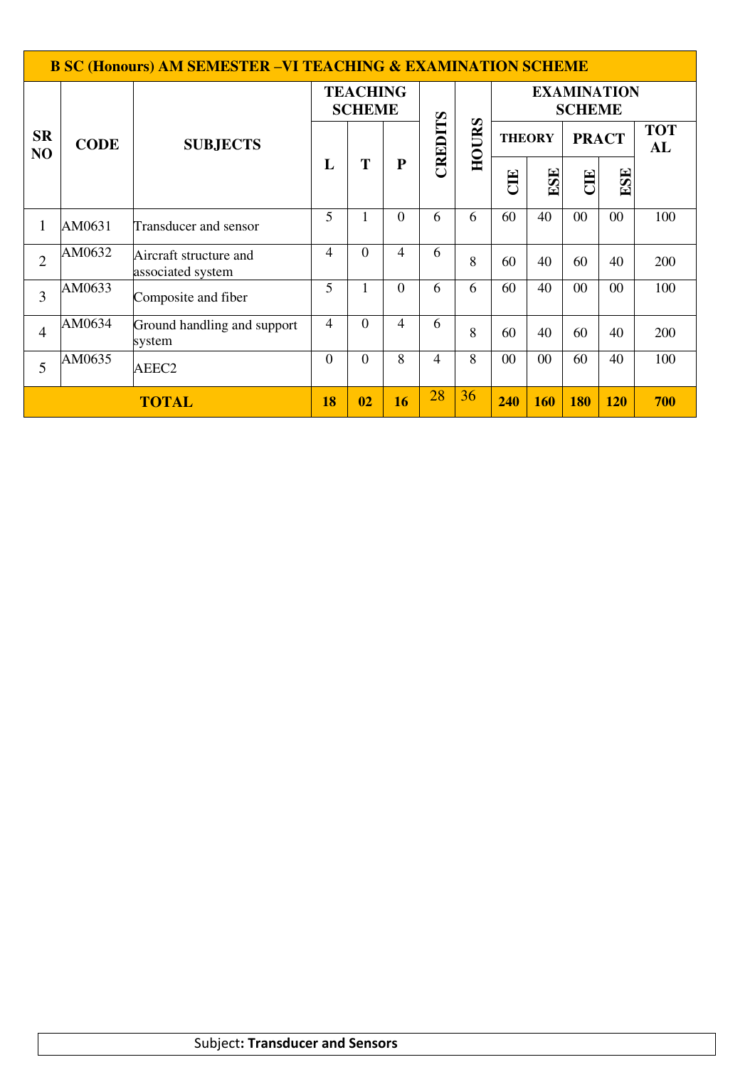| B SC (Honours) AM SEMESTER –VI TEACHING & EXAMINATION SCHEME | | | | | | | | | | | | | |
|---|---|---|---|---|---|---|---|---|---|---|---|---|---|
| SR NO | CODE | SUBJECTS | TEACHING SCHEME | | | CREDITS | HOURS | EXAMINATION SCHEME | | | | |
| | | | L | T | P | | | THEORY | | PRACT | | TOTAL |
| | | | | | | | | CIE | ESE | CIE | ESE | |
| 1 | AM0631 | Transducer and sensor | 5 | 1 | 0 | 6 | 6 | 60 | 40 | 00 | 00 | 100 |
| 2 | AM0632 | Aircraft structure and associated system | 4 | 0 | 4 | 6 | 8 | 60 | 40 | 60 | 40 | 200 |
| 3 | AM0633 | Composite and fiber | 5 | 1 | 0 | 6 | 6 | 60 | 40 | 00 | 00 | 100 |
| 4 | AM0634 | Ground handling and support system | 4 | 0 | 4 | 6 | 8 | 60 | 40 | 60 | 40 | 200 |
| 5 | AM0635 | AEEC2 | 0 | 0 | 8 | 4 | 8 | 00 | 00 | 60 | 40 | 100 |
| **TOTAL** | | | **18** | **02** | **16** | 28 | 36 | **240** | **160** | **180** | **120** | **700** |

| Subject**: Transducer and Sensors** |
|---|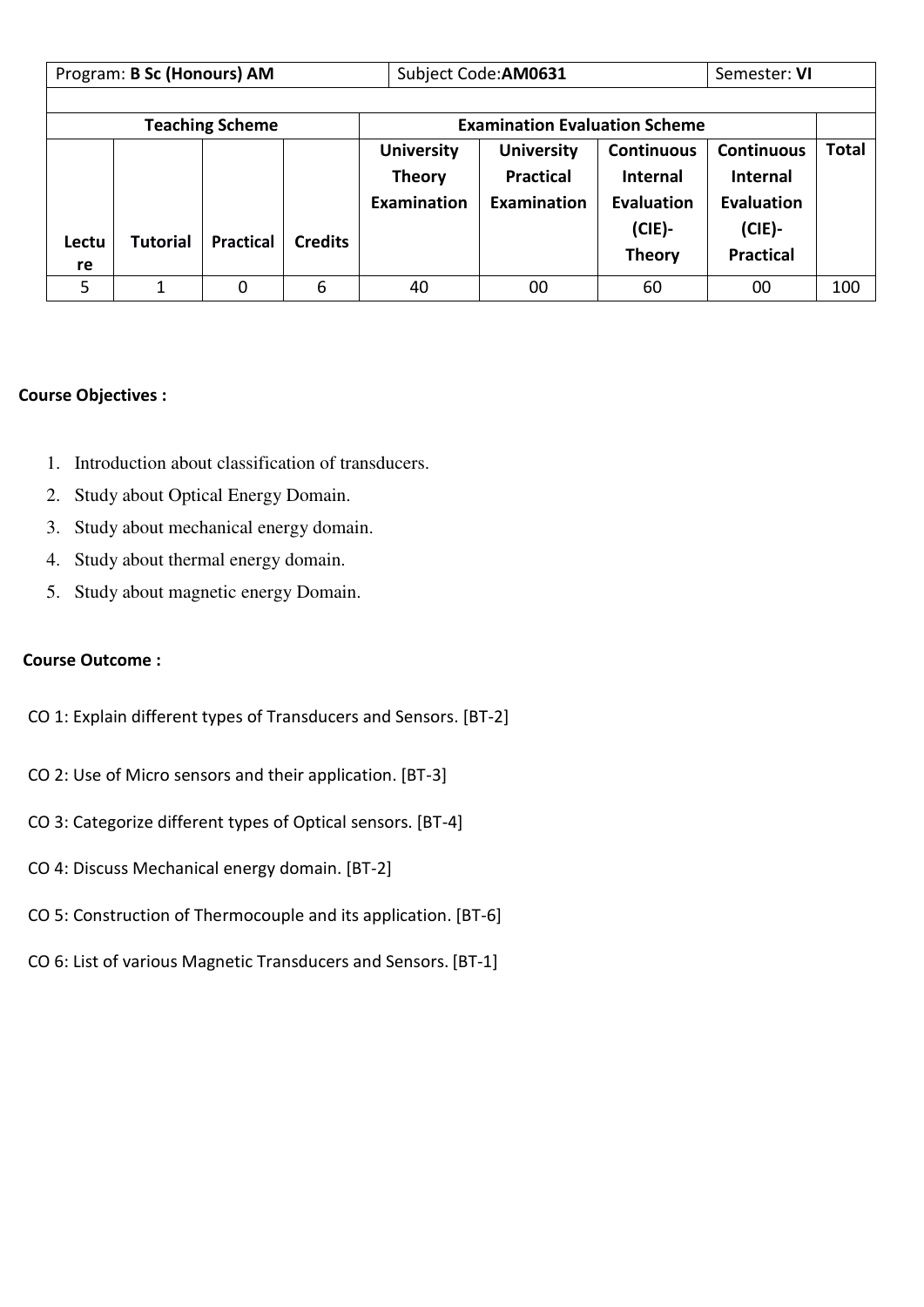| Program: **B Sc (Honours) AM** | | | | Subject Code:**AM0631** | | | Semester: **VI** | |
|---|---|---|---|---|---|---|---|---|
| **Teaching Scheme** | | | | **Examination Evaluation Scheme** | | | | |
| **Lecture** | **Tutorial** | **Practical** | **Credits** | **University Theory Examination** | **University Practical Examination** | **Continuous Internal Evaluation (CIE)- Theory** | **Continuous Internal Evaluation (CIE)- Practical** | **Total** |
| 5 | 1 | 0 | 6 | 40 | 00 | 60 | 00 | 100 |

**Course Objectives :**

1. Introduction about classification of transducers.
2. Study about Optical Energy Domain.
3. Study about mechanical energy domain.
4. Study about thermal energy domain.
5. Study about magnetic energy Domain.

**Course Outcome :**

CO 1: Explain different types of Transducers and Sensors. [BT-2]

CO 2: Use of Micro sensors and their application. [BT-3]

CO 3: Categorize different types of Optical sensors. [BT-4]

CO 4: Discuss Mechanical energy domain. [BT-2]

CO 5: Construction of Thermocouple and its application. [BT-6]

CO 6: List of various Magnetic Transducers and Sensors. [BT-1]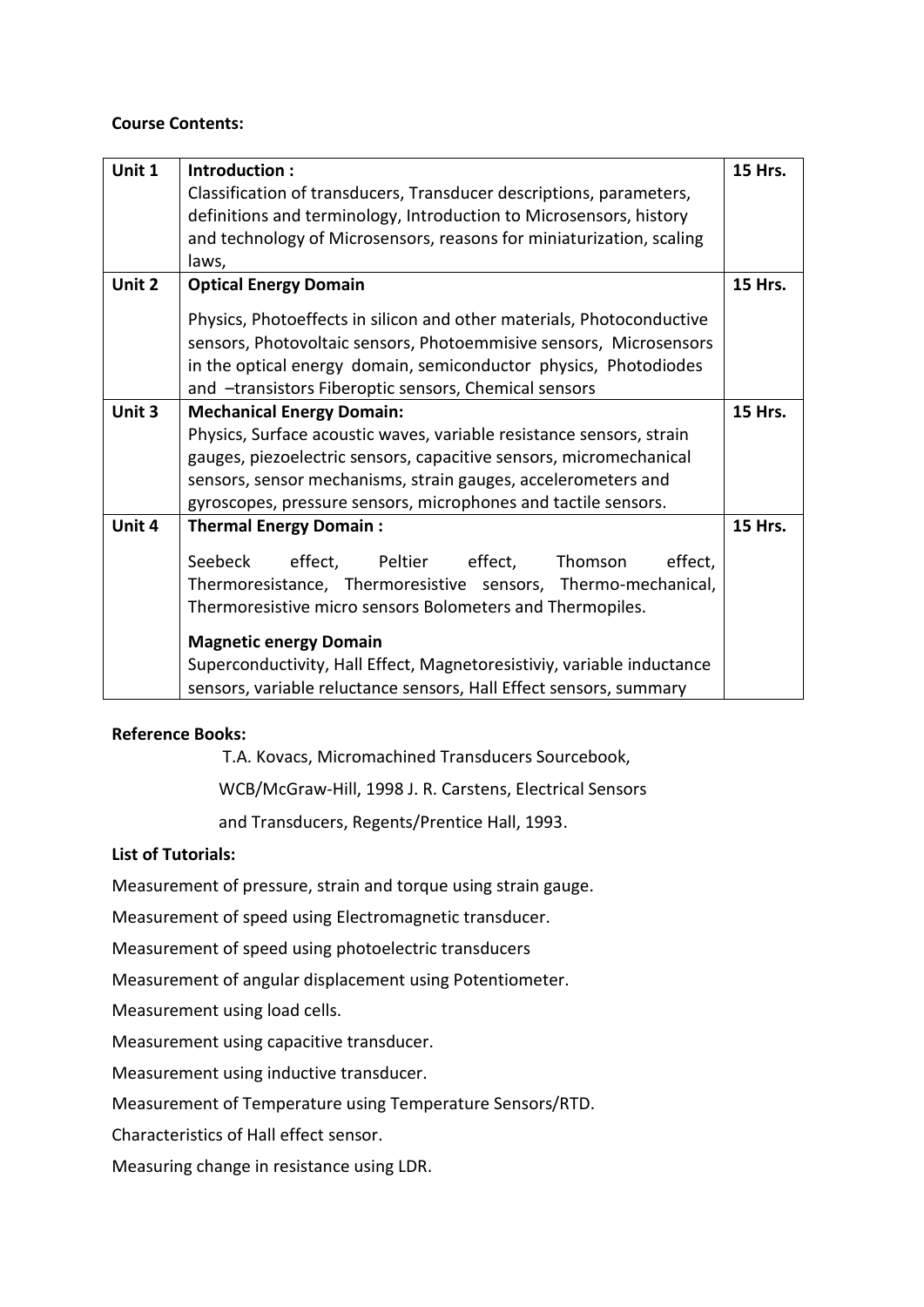**Course Contents:**

| Unit 1 | **Introduction :** Classification of transducers, Transducer descriptions, parameters, definitions and terminology, Introduction to Microsensors, history and technology of Microsensors, reasons for miniaturization, scaling laws, | **15 Hrs.** |
|---|---|---|
| **Unit 2** | **Optical Energy Domain** Physics, Photoeffects in silicon and other materials, Photoconductive sensors, Photovoltaic sensors, Photoemmisive sensors, Microsensors in the optical energy domain, semiconductor physics, Photodiodes and –transistors Fiberoptic sensors, Chemical sensors | **15 Hrs.** |
| **Unit 3** | **Mechanical Energy Domain:** Physics, Surface acoustic waves, variable resistance sensors, strain gauges, piezoelectric sensors, capacitive sensors, micromechanical sensors, sensor mechanisms, strain gauges, accelerometers and gyroscopes, pressure sensors, microphones and tactile sensors. | **15 Hrs.** |
| **Unit 4** | **Thermal Energy Domain :** Seebeck effect, Peltier effect, Thomson effect, Thermoresistance, Thermoresistive sensors, Thermo-mechanical, Thermoresistive micro sensors Bolometers and Thermopiles. **Magnetic energy Domain** Superconductivity, Hall Effect, Magnetoresistiviy, variable inductance sensors, variable reluctance sensors, Hall Effect sensors, summary | **15 Hrs.** |

**Reference Books:**

T.A. Kovacs, Micromachined Transducers Sourcebook, WCB/McGraw-Hill, 1998 J. R. Carstens, Electrical Sensors and Transducers, Regents/Prentice Hall, 1993.

**List of Tutorials:**

Measurement of pressure, strain and torque using strain gauge.

Measurement of speed using Electromagnetic transducer.

Measurement of speed using photoelectric transducers

Measurement of angular displacement using Potentiometer.

Measurement using load cells.

Measurement using capacitive transducer.

Measurement using inductive transducer.

Measurement of Temperature using Temperature Sensors/RTD.

Characteristics of Hall effect sensor.

Measuring change in resistance using LDR.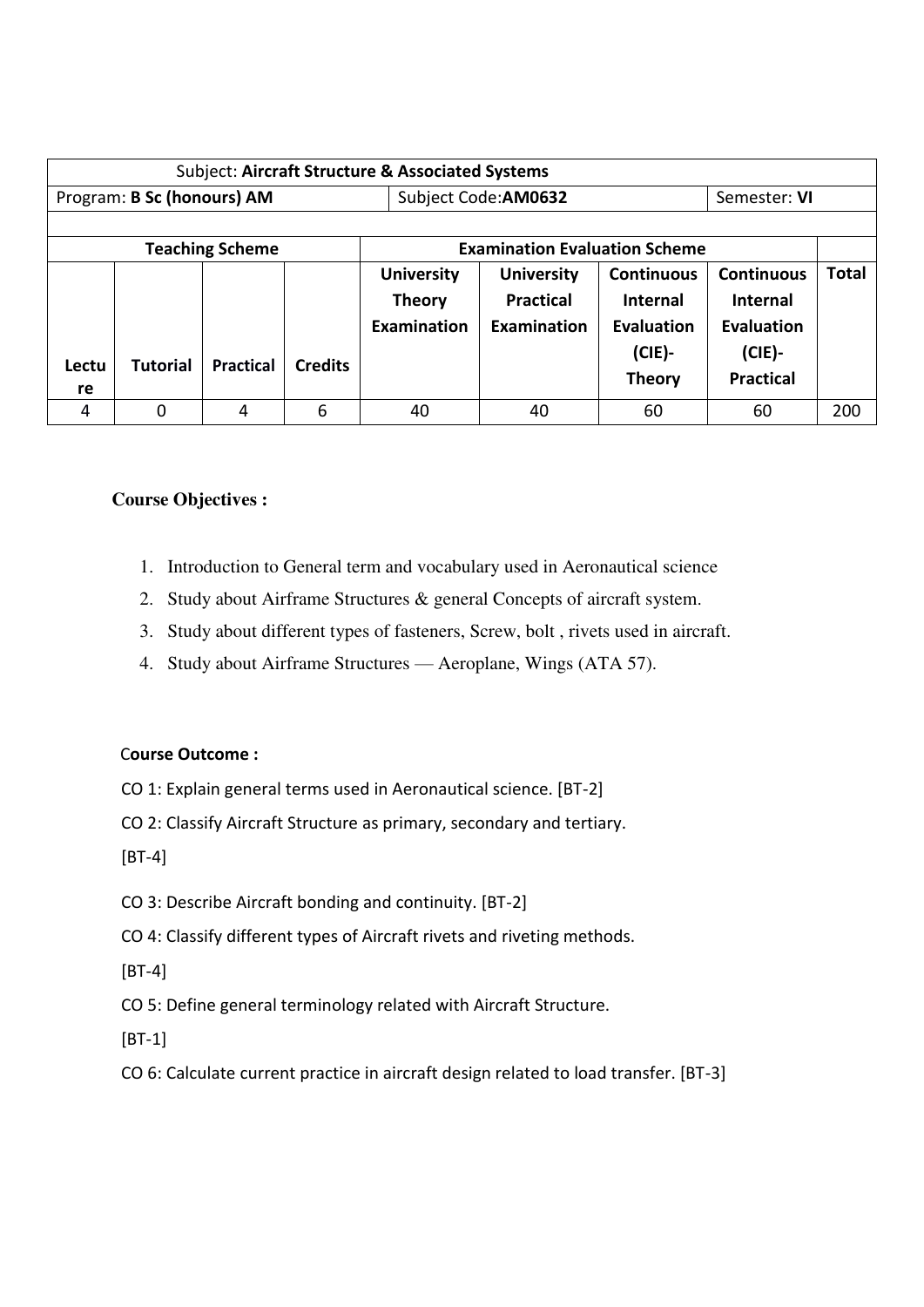| Subject: **Aircraft Structure & Associated Systems** | | | | | | | | |
|---|---|---|---|---|---|---|---|---|
| Program: **B Sc (honours) AM** | | | | Subject Code:**AM0632** | | | Semester: **VI** | |
| | | | | | | | | |
| **Teaching Scheme** | | | | **Examination Evaluation Scheme** | | | | |
| **Lecture** | **Tutorial** | **Practical** | **Credits** | **University Theory Examination** | **University Practical Examination** | **Continuous Internal Evaluation (CIE)-Theory** | **Continuous Internal Evaluation (CIE)-Practical** | **Total** |
| 4 | 0 | 4 | 6 | 40 | 40 | 60 | 60 | 200 |

**Course Objectives :**

1. Introduction to General term and vocabulary used in Aeronautical science
2. Study about Airframe Structures & general Concepts of aircraft system.
3. Study about different types of fasteners, Screw, bolt , rivets used in aircraft.
4. Study about Airframe Structures — Aeroplane, Wings (ATA 57).

**Course Outcome :**

CO 1: Explain general terms used in Aeronautical science. [BT-2]

CO 2: Classify Aircraft Structure as primary, secondary and tertiary. [BT-4]

CO 3: Describe Aircraft bonding and continuity. [BT-2]

CO 4: Classify different types of Aircraft rivets and riveting methods. [BT-4]

CO 5: Define general terminology related with Aircraft Structure. [BT-1]

CO 6: Calculate current practice in aircraft design related to load transfer. [BT-3]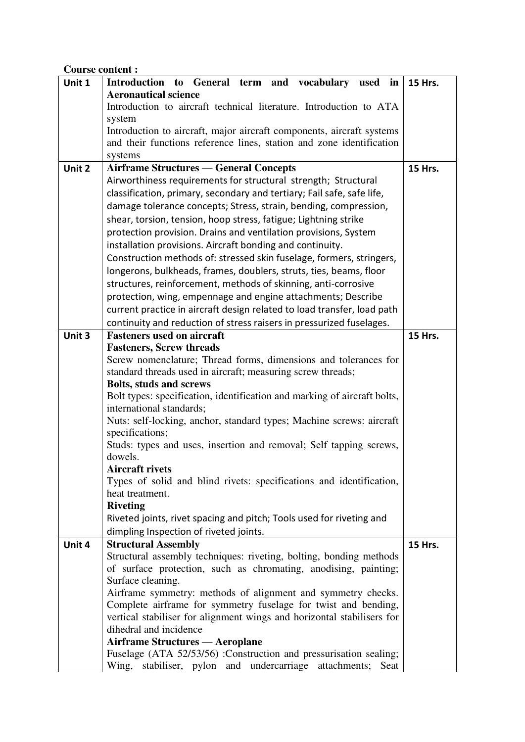**Course content :**

| Unit 1 | **Introduction to General term and vocabulary used in Aeronautical science**<br>Introduction to aircraft technical literature. Introduction to ATA system<br>Introduction to aircraft, major aircraft components, aircraft systems and their functions reference lines, station and zone identification systems | 15 Hrs. |
|---|---|---|
| Unit 2 | **Airframe Structures — General Concepts**<br>Airworthiness requirements for structural strength; Structural classification, primary, secondary and tertiary; Fail safe, safe life, damage tolerance concepts; Stress, strain, bending, compression, shear, torsion, tension, hoop stress, fatigue; Lightning strike protection provision. Drains and ventilation provisions, System installation provisions. Aircraft bonding and continuity.<br>Construction methods of: stressed skin fuselage, formers, stringers, longerons, bulkheads, frames, doublers, struts, ties, beams, floor structures, reinforcement, methods of skinning, anti-corrosive protection, wing, empennage and engine attachments; Describe current practice in aircraft design related to load transfer, load path continuity and reduction of stress raisers in pressurized fuselages. | 15 Hrs. |
| Unit 3 | **Fasteners used on aircraft**<br>**Fasteners, Screw threads**<br>Screw nomenclature; Thread forms, dimensions and tolerances for standard threads used in aircraft; measuring screw threads;<br>**Bolts, studs and screws**<br>Bolt types: specification, identification and marking of aircraft bolts, international standards;<br>Nuts: self-locking, anchor, standard types; Machine screws: aircraft specifications;<br>Studs: types and uses, insertion and removal; Self tapping screws, dowels.<br>**Aircraft rivets**<br>Types of solid and blind rivets: specifications and identification, heat treatment.<br>**Riveting**<br>Riveted joints, rivet spacing and pitch; Tools used for riveting and dimpling Inspection of riveted joints. | 15 Hrs. |
| Unit 4 | **Structural Assembly**<br>Structural assembly techniques: riveting, bolting, bonding methods of surface protection, such as chromating, anodising, painting; Surface cleaning.<br>Airframe symmetry: methods of alignment and symmetry checks. Complete airframe for symmetry fuselage for twist and bending, vertical stabiliser for alignment wings and horizontal stabilisers for dihedral and incidence<br>**Airframe Structures — Aeroplane**<br>Fuselage (ATA 52/53/56) :Construction and pressurisation sealing; Wing, stabiliser, pylon and undercarriage attachments; Seat | 15 Hrs. |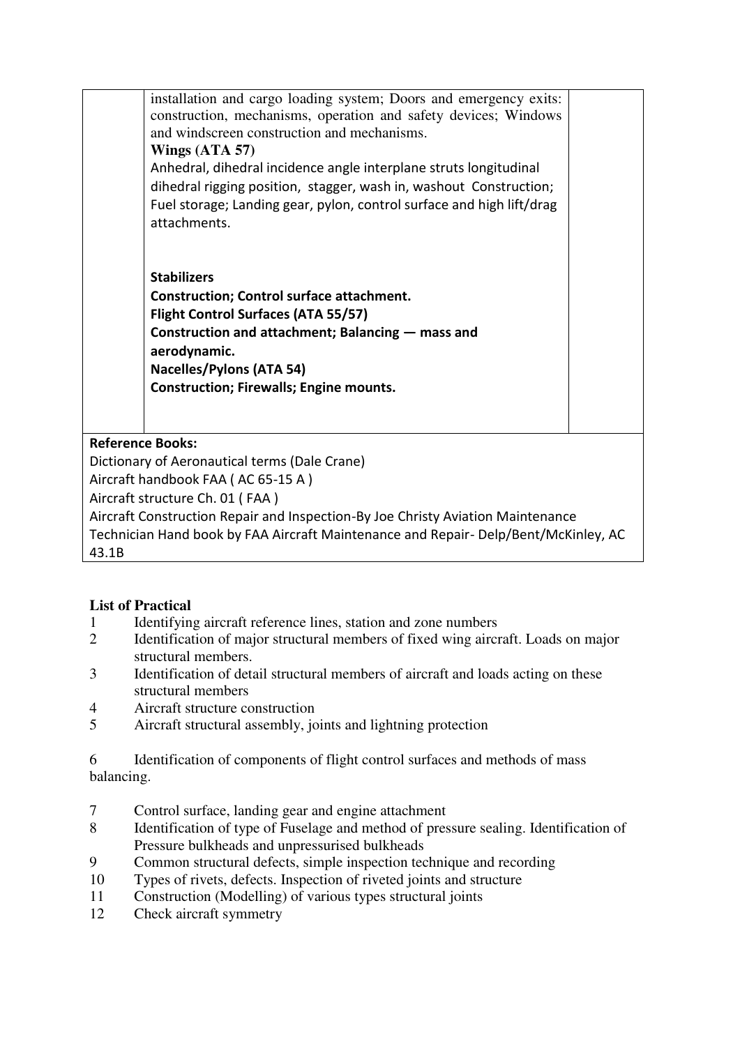| | | |
|---|---|---|
| | installation and cargo loading system; Doors and emergency exits: construction, mechanisms, operation and safety devices; Windows and windscreen construction and mechanisms.<br>**Wings (ATA 57)**<br>Anhedral, dihedral incidence angle interplane struts longitudinal dihedral rigging position, stagger, wash in, washout Construction; Fuel storage; Landing gear, pylon, control surface and high lift/drag attachments.<br><br>**Stabilizers**<br>**Construction; Control surface attachment.**<br>**Flight Control Surfaces (ATA 55/57)**<br>**Construction and attachment; Balancing — mass and aerodynamic.**<br>**Nacelles/Pylons (ATA 54)**<br>**Construction; Firewalls; Engine mounts.** | |

**Reference Books:**
Dictionary of Aeronautical terms (Dale Crane)
Aircraft handbook FAA ( AC 65-15 A )
Aircraft structure Ch. 01 ( FAA )
Aircraft Construction Repair and Inspection-By Joe Christy Aviation Maintenance Technician Hand book by FAA Aircraft Maintenance and Repair- Delp/Bent/McKinley, AC 43.1B

**List of Practical**

1. Identifying aircraft reference lines, station and zone numbers
2. Identification of major structural members of fixed wing aircraft. Loads on major structural members.
3. Identification of detail structural members of aircraft and loads acting on these structural members
4. Aircraft structure construction
5. Aircraft structural assembly, joints and lightning protection
6. Identification of components of flight control surfaces and methods of mass balancing.
7. Control surface, landing gear and engine attachment
8. Identification of type of Fuselage and method of pressure sealing. Identification of Pressure bulkheads and unpressurised bulkheads
9. Common structural defects, simple inspection technique and recording
10. Types of rivets, defects. Inspection of riveted joints and structure
11. Construction (Modelling) of various types structural joints
12. Check aircraft symmetry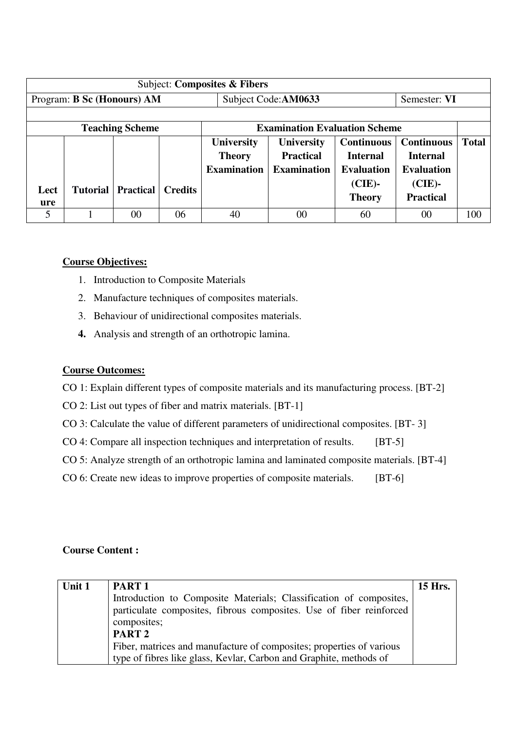| Subject: **Composites & Fibers** | | | | | | | | |
|---|---|---|---|---|---|---|---|---|
| Program: **B Sc (Honours) AM** | | | | Subject Code:**AM0633** | | | Semester: **VI** | |
| | | | | | | | | |
| **Teaching Scheme** | | | | **Examination Evaluation Scheme** | | | | |
| **Lecture** | **Tutorial** | **Practical** | **Credits** | **University Theory Examination** | **University Practical Examination** | **Continuous Internal Evaluation (CIE)- Theory** | **Continuous Internal Evaluation (CIE)- Practical** | **Total** |
| 5 | 1 | 00 | 06 | 40 | 00 | 60 | 00 | 100 |

**Course Objectives:**

1. Introduction to Composite Materials
2. Manufacture techniques of composites materials.
3. Behaviour of unidirectional composites materials.
4. Analysis and strength of an orthotropic lamina.

**Course Outcomes:**

CO 1: Explain different types of composite materials and its manufacturing process. [BT-2]

CO 2: List out types of fiber and matrix materials. [BT-1]

CO 3: Calculate the value of different parameters of unidirectional composites. [BT- 3]

CO 4: Compare all inspection techniques and interpretation of results. [BT-5]

CO 5: Analyze strength of an orthotropic lamina and laminated composite materials. [BT-4]

CO 6: Create new ideas to improve properties of composite materials. [BT-6]

**Course Content :**

| Unit 1 | **PART 1** Introduction to Composite Materials; Classification of composites, particulate composites, fibrous composites. Use of fiber reinforced composites; **PART 2** Fiber, matrices and manufacture of composites; properties of various type of fibres like glass, Kevlar, Carbon and Graphite, methods of | **15 Hrs.** |
|---|---|---|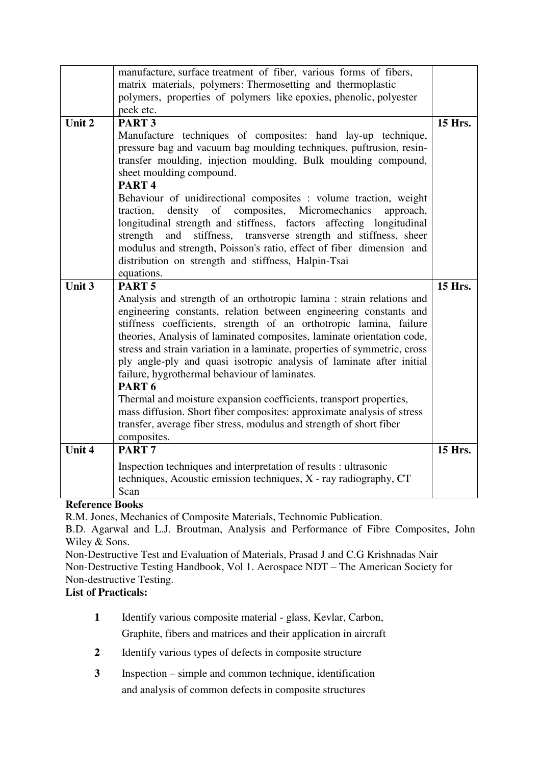|  | manufacture, surface treatment of fiber, various forms of fibers, matrix materials, polymers: Thermosetting and thermoplastic polymers, properties of polymers like epoxies, phenolic, polyester peek etc. |  |
|---|---|---|
| **Unit 2** | **PART 3**<br>Manufacture techniques of composites: hand lay-up technique, pressure bag and vacuum bag moulding techniques, puftrusion, resin-transfer moulding, injection moulding, Bulk moulding compound, sheet moulding compound.<br>**PART 4**<br>Behaviour of unidirectional composites : volume traction, weight traction, density of composites, Micromechanics approach, longitudinal strength and stiffness, factors affecting longitudinal strength and stiffness, transverse strength and stiffness, sheer modulus and strength, Poisson's ratio, effect of fiber dimension and distribution on strength and stiffness, Halpin-Tsai equations. | **15 Hrs.** |
| **Unit 3** | **PART 5**<br>Analysis and strength of an orthotropic lamina : strain relations and engineering constants, relation between engineering constants and stiffness coefficients, strength of an orthotropic lamina, failure theories, Analysis of laminated composites, laminate orientation code, stress and strain variation in a laminate, properties of symmetric, cross ply angle-ply and quasi isotropic analysis of laminate after initial failure, hygrothermal behaviour of laminates.<br>**PART 6**<br>Thermal and moisture expansion coefficients, transport properties, mass diffusion. Short fiber composites: approximate analysis of stress transfer, average fiber stress, modulus and strength of short fiber composites. | **15 Hrs.** |
| **Unit 4** | **PART 7**<br>Inspection techniques and interpretation of results : ultrasonic techniques, Acoustic emission techniques, X - ray radiography, CT Scan | **15 Hrs.** |

**Reference Books**

R.M. Jones, Mechanics of Composite Materials, Technomic Publication.

B.D. Agarwal and L.J. Broutman, Analysis and Performance of Fibre Composites, John Wiley & Sons.

Non-Destructive Test and Evaluation of Materials, Prasad J and C.G Krishnadas Nair

Non-Destructive Testing Handbook, Vol 1. Aerospace NDT – The American Society for Non-destructive Testing.

**List of Practicals:**

1. Identify various composite material - glass, Kevlar, Carbon, Graphite, fibers and matrices and their application in aircraft
2. Identify various types of defects in composite structure
3. Inspection – simple and common technique, identification and analysis of common defects in composite structures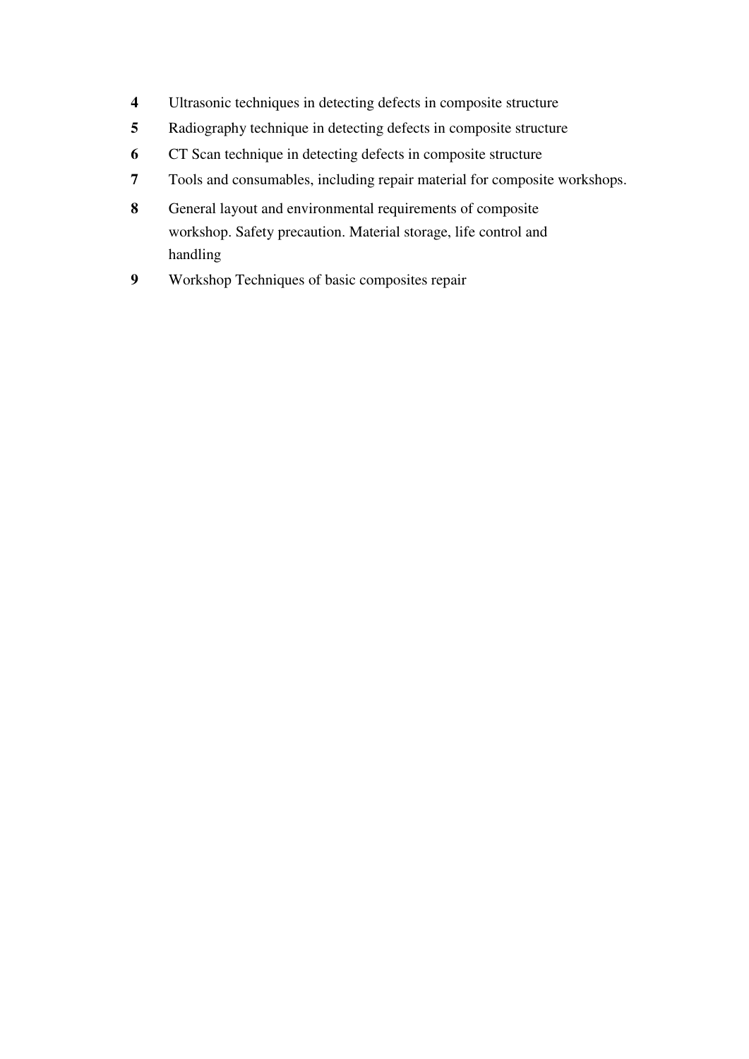**4** Ultrasonic techniques in detecting defects in composite structure

**5** Radiography technique in detecting defects in composite structure

**6** CT Scan technique in detecting defects in composite structure

**7** Tools and consumables, including repair material for composite workshops.

**8** General layout and environmental requirements of composite workshop. Safety precaution. Material storage, life control and handling

**9** Workshop Techniques of basic composites repair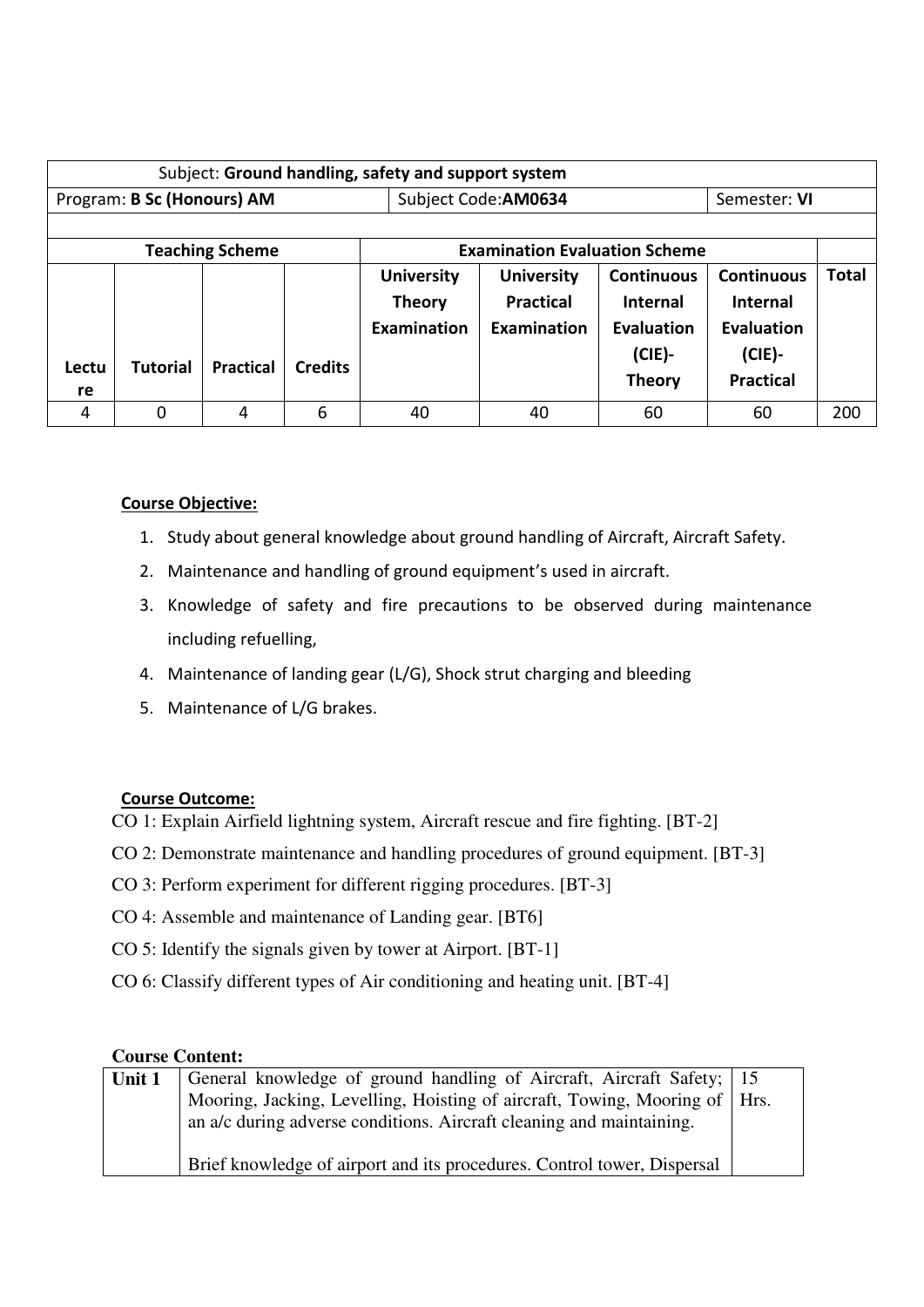| Subject: **Ground handling, safety and support system** | | | | | | | | |
|---|---|---|---|---|---|---|---|---|
| Program: **B Sc (Honours) AM** | | | | Subject Code:**AM0634** | | | Semester: **VI** | |
| | | | | | | | | |
| **Teaching Scheme** | | | | **Examination Evaluation Scheme** | | | | |
| **Lecture** | **Tutorial** | **Practical** | **Credits** | **University Theory Examination** | **University Practical Examination** | **Continuous Internal Evaluation (CIE)- Theory** | **Continuous Internal Evaluation (CIE)- Practical** | **Total** |
| 4 | 0 | 4 | 6 | 40 | 40 | 60 | 60 | 200 |

**Course Objective:**

1. Study about general knowledge about ground handling of Aircraft, Aircraft Safety.
2. Maintenance and handling of ground equipment's used in aircraft.
3. Knowledge of safety and fire precautions to be observed during maintenance including refuelling,
4. Maintenance of landing gear (L/G), Shock strut charging and bleeding
5. Maintenance of L/G brakes.

**Course Outcome:**

CO 1: Explain Airfield lightning system, Aircraft rescue and fire fighting. [BT-2]

CO 2: Demonstrate maintenance and handling procedures of ground equipment. [BT-3]

CO 3: Perform experiment for different rigging procedures. [BT-3]

CO 4: Assemble and maintenance of Landing gear. [BT6]

CO 5: Identify the signals given by tower at Airport. [BT-1]

CO 6: Classify different types of Air conditioning and heating unit. [BT-4]

**Course Content:**

| | | |
|---|---|---|
| **Unit 1** | General knowledge of ground handling of Aircraft, Aircraft Safety; Mooring, Jacking, Levelling, Hoisting of aircraft, Towing, Mooring of an a/c during adverse conditions. Aircraft cleaning and maintaining.<br><br>Brief knowledge of airport and its procedures. Control tower, Dispersal | 15 Hrs. |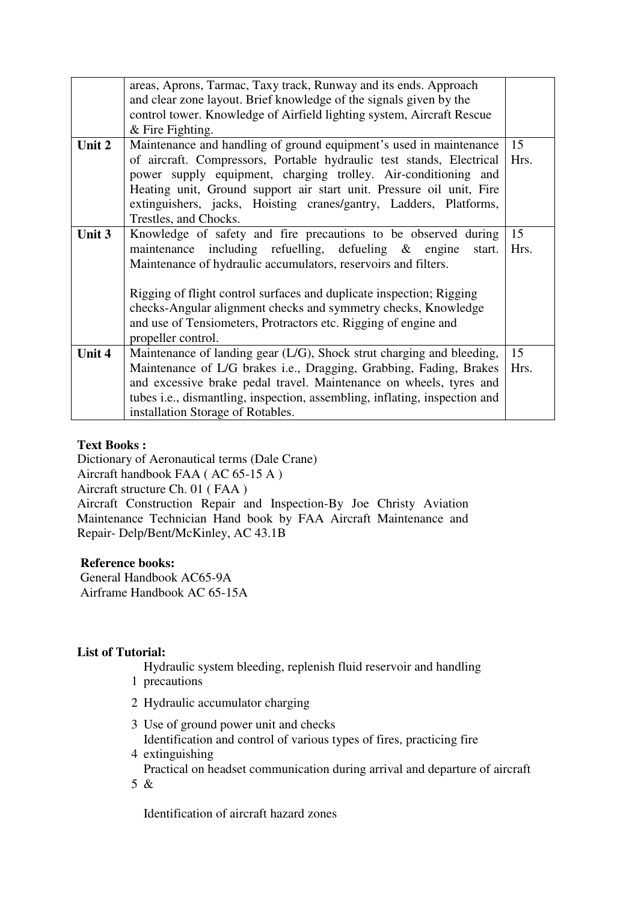|  | areas, Aprons, Tarmac, Taxy track, Runway and its ends. Approach and clear zone layout. Brief knowledge of the signals given by the control tower. Knowledge of Airfield lighting system, Aircraft Rescue & Fire Fighting. |  |
|---|---|---|
| **Unit 2** | Maintenance and handling of ground equipment's used in maintenance of aircraft. Compressors, Portable hydraulic test stands, Electrical power supply equipment, charging trolley. Air-conditioning and Heating unit, Ground support air start unit. Pressure oil unit, Fire extinguishers, jacks, Hoisting cranes/gantry, Ladders, Platforms, Trestles, and Chocks. | 15 Hrs. |
| **Unit 3** | Knowledge of safety and fire precautions to be observed during maintenance including refuelling, defueling & engine start. Maintenance of hydraulic accumulators, reservoirs and filters.<br><br>Rigging of flight control surfaces and duplicate inspection; Rigging checks-Angular alignment checks and symmetry checks, Knowledge and use of Tensiometers, Protractors etc. Rigging of engine and propeller control. | 15 Hrs. |
| **Unit 4** | Maintenance of landing gear (L/G), Shock strut charging and bleeding, Maintenance of L/G brakes i.e., Dragging, Grabbing, Fading, Brakes and excessive brake pedal travel. Maintenance on wheels, tyres and tubes i.e., dismantling, inspection, assembling, inflating, inspection and installation Storage of Rotables. | 15 Hrs. |

**Text Books :**

Dictionary of Aeronautical terms (Dale Crane)
Aircraft handbook FAA ( AC 65-15 A )
Aircraft structure Ch. 01 ( FAA )
Aircraft Construction Repair and Inspection-By Joe Christy Aviation Maintenance Technician Hand book by FAA Aircraft Maintenance and Repair- Delp/Bent/McKinley, AC 43.1B

**Reference books:**

General Handbook AC65-9A
Airframe Handbook AC 65-15A

**List of Tutorial:**

1. Hydraulic system bleeding, replenish fluid reservoir and handling precautions
2. Hydraulic accumulator charging
3. Use of ground power unit and checks
4. Identification and control of various types of fires, practicing fire extinguishing
5. Practical on headset communication during arrival and departure of aircraft &

   Identification of aircraft hazard zones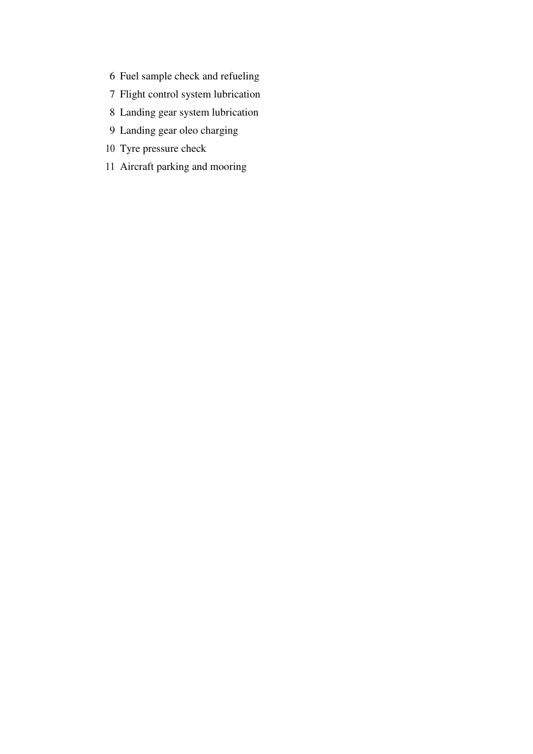6. Fuel sample check and refueling
7. Flight control system lubrication
8. Landing gear system lubrication
9. Landing gear oleo charging
10. Tyre pressure check
11. Aircraft parking and mooring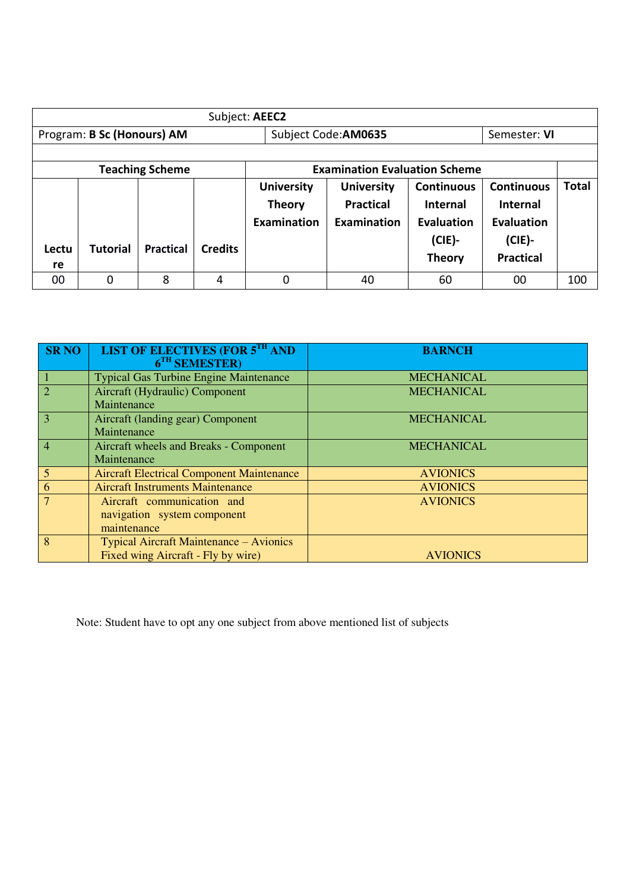| Subject: **AEEC2** | | | | | | | | |
|---|---|---|---|---|---|---|---|---|
| Program: **B Sc (Honours) AM** | | | | Subject Code:**AM0635** | | | Semester: **VI** | |
| **Teaching Scheme** | | | | **Examination Evaluation Scheme** | | | | |
| **Lecture** | **Tutorial** | **Practical** | **Credits** | **University Theory Examination** | **University Practical Examination** | **Continuous Internal Evaluation (CIE)- Theory** | **Continuous Internal Evaluation (CIE)- Practical** | **Total** |
| 00 | 0 | 8 | 4 | 0 | 40 | 60 | 00 | 100 |

| SR NO | LIST OF ELECTIVES (FOR 5TH AND 6TH SEMESTER) | BARNCH |
|---|---|---|
| 1 | Typical Gas Turbine Engine Maintenance | MECHANICAL |
| 2 | Aircraft (Hydraulic) Component Maintenance | MECHANICAL |
| 3 | Aircraft (landing gear) Component Maintenance | MECHANICAL |
| 4 | Aircraft wheels and Breaks - Component Maintenance | MECHANICAL |
| 5 | Aircraft Electrical Component Maintenance | AVIONICS |
| 6 | Aircraft Instruments Maintenance | AVIONICS |
| 7 | Aircraft communication and navigation system component maintenance | AVIONICS |
| 8 | Typical Aircraft Maintenance – Avionics Fixed wing Aircraft - Fly by wire) | AVIONICS |

Note: Student have to opt any one subject from above mentioned list of subjects